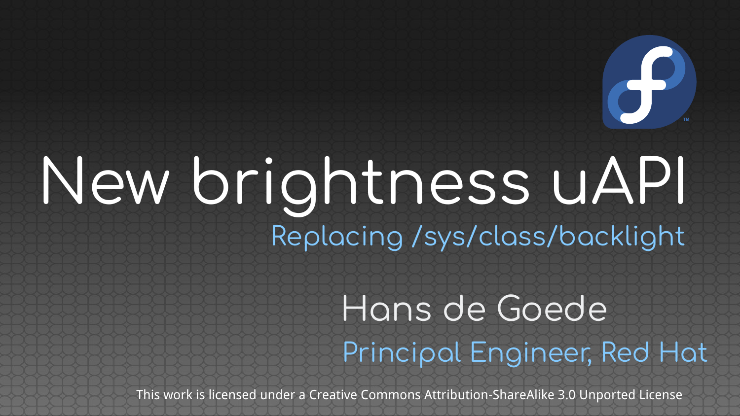# New brightness uAPI

## Replacing /sys/class/backlight

Hans de Goede

Principal Engineer, Red Hat

This work is licensed under a Creative Commons Attribution-ShareAlike 3.0 Unported License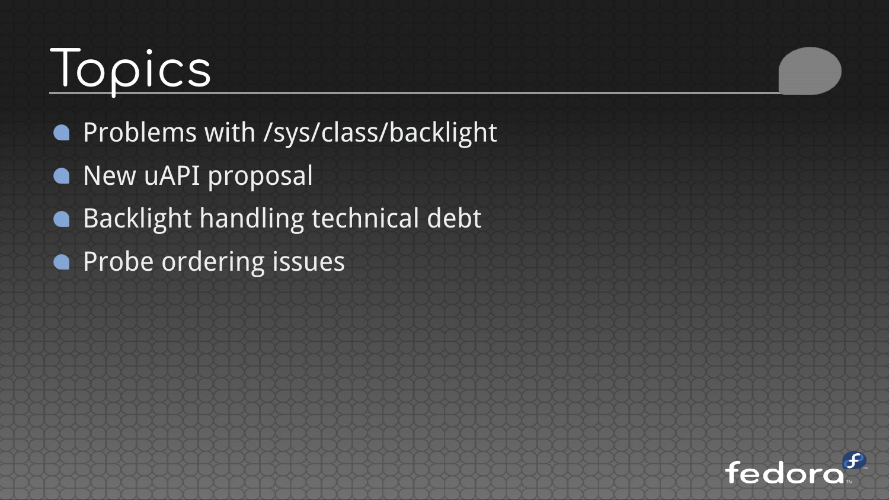# Topics

- Problems with /sys/class/backlight
- New uAPI proposal
- Backlight handling technical debt
- Probe ordering issues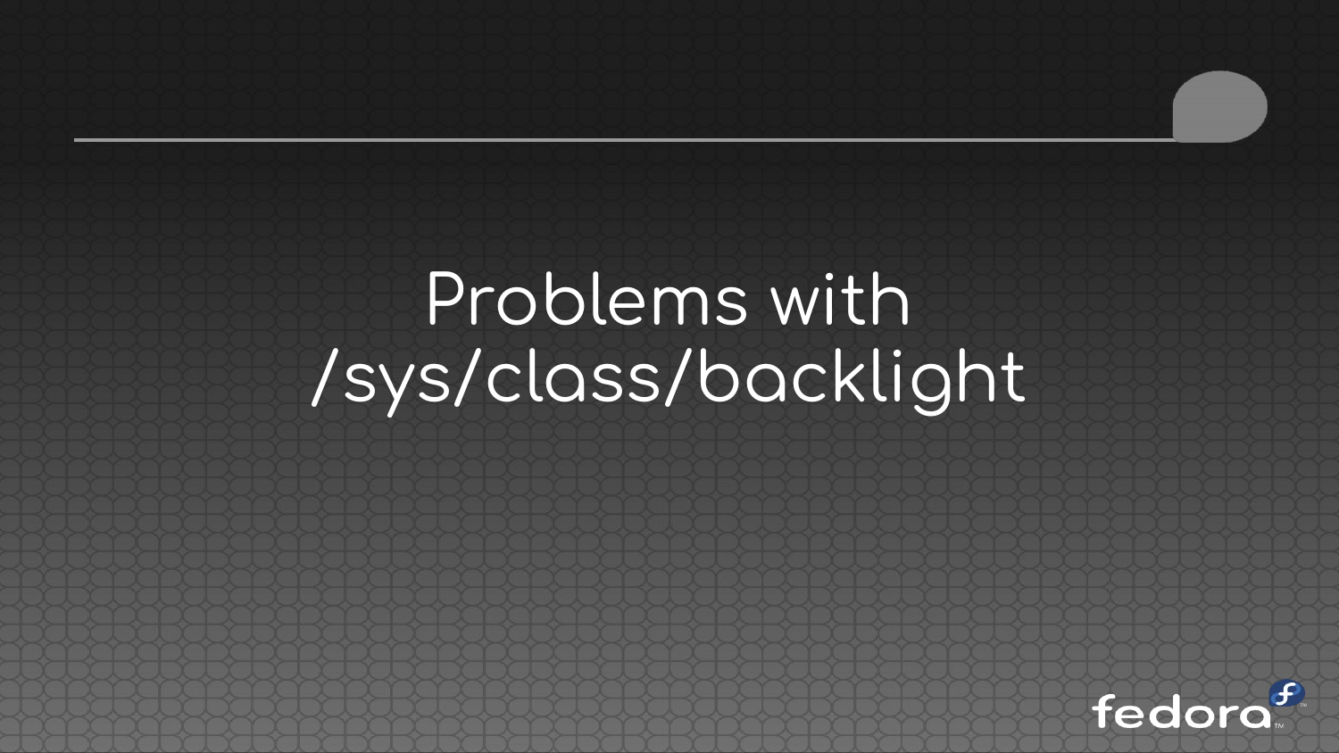# Problems with /sys/class/backlight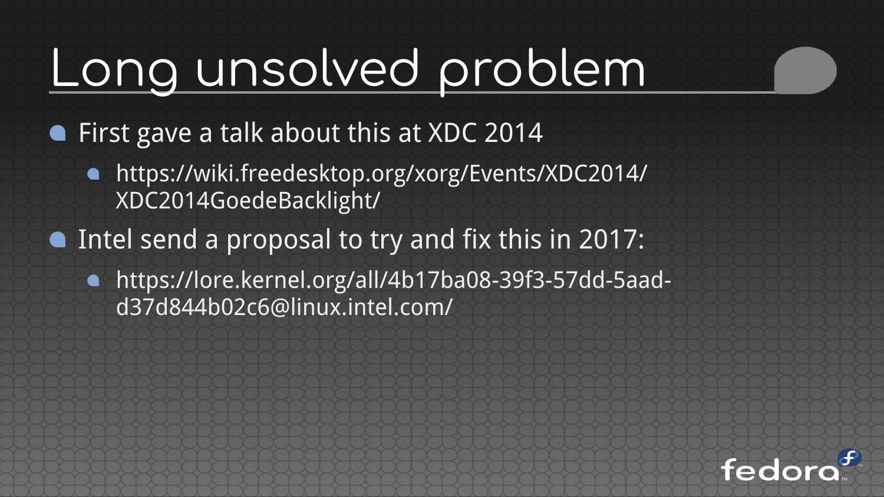# Long unsolved problem

- First gave a talk about this at XDC 2014
  - https://wiki.freedesktop.org/xorg/Events/XDC2014/XDC2014GoedeBacklight/
- Intel send a proposal to try and fix this in 2017:
  - https://lore.kernel.org/all/4b17ba08-39f3-57dd-5aad-d37d844b02c6@linux.intel.com/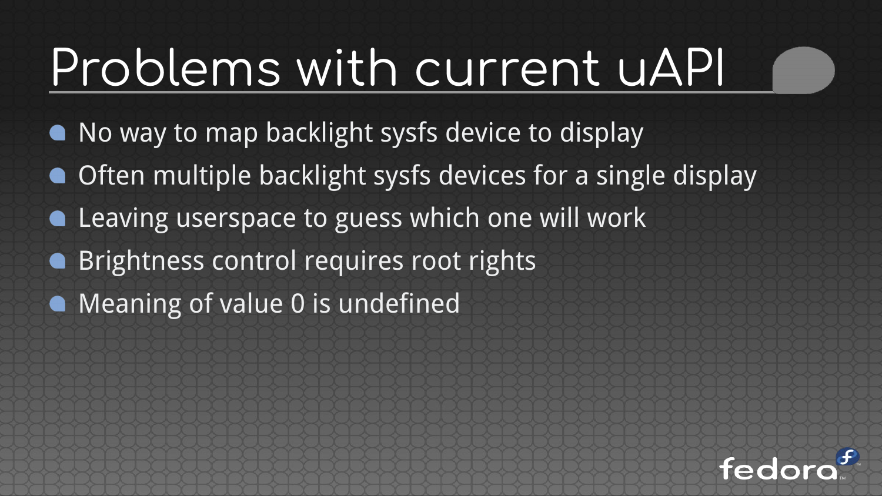# Problems with current uAPI

- No way to map backlight sysfs device to display
- Often multiple backlight sysfs devices for a single display
- Leaving userspace to guess which one will work
- Brightness control requires root rights
- Meaning of value 0 is undefined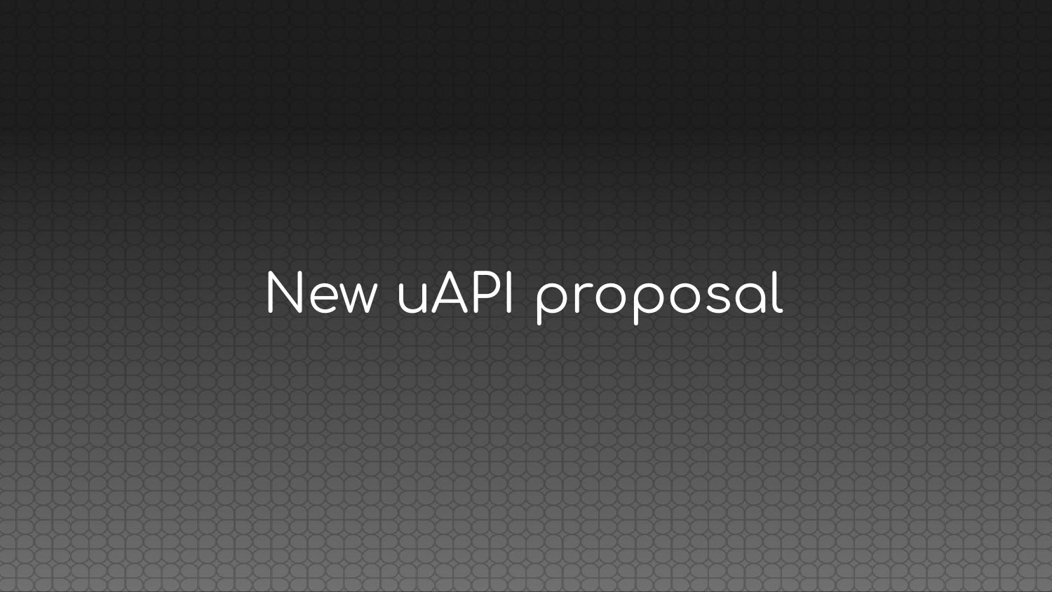# New uAPI proposal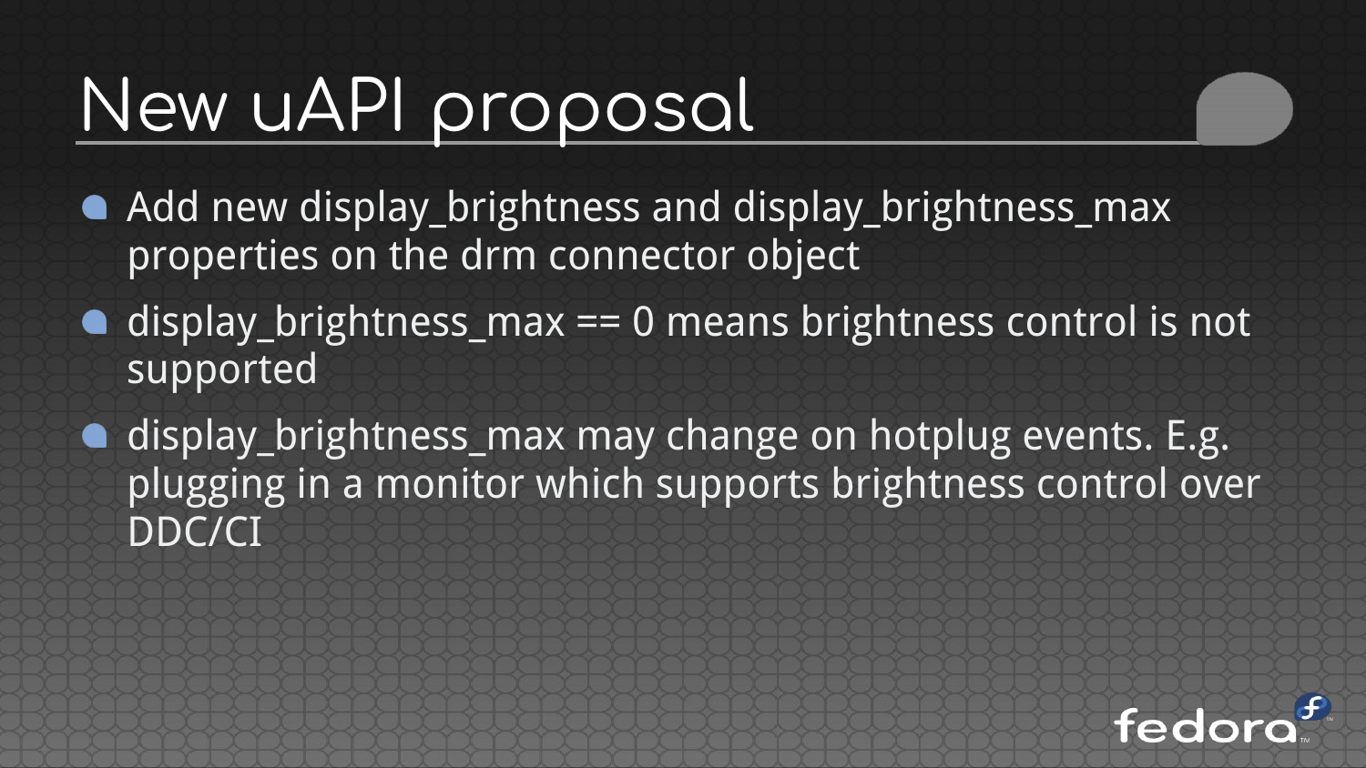# New uAPI proposal

- Add new display_brightness and display_brightness_max properties on the drm connector object
- display_brightness_max == 0 means brightness control is not supported
- display_brightness_max may change on hotplug events. E.g. plugging in a monitor which supports brightness control over DDC/CI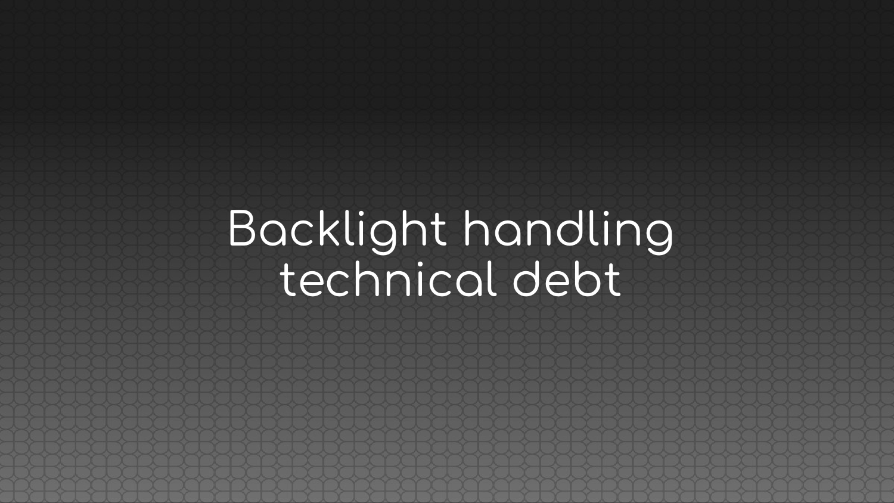# Backlight handling technical debt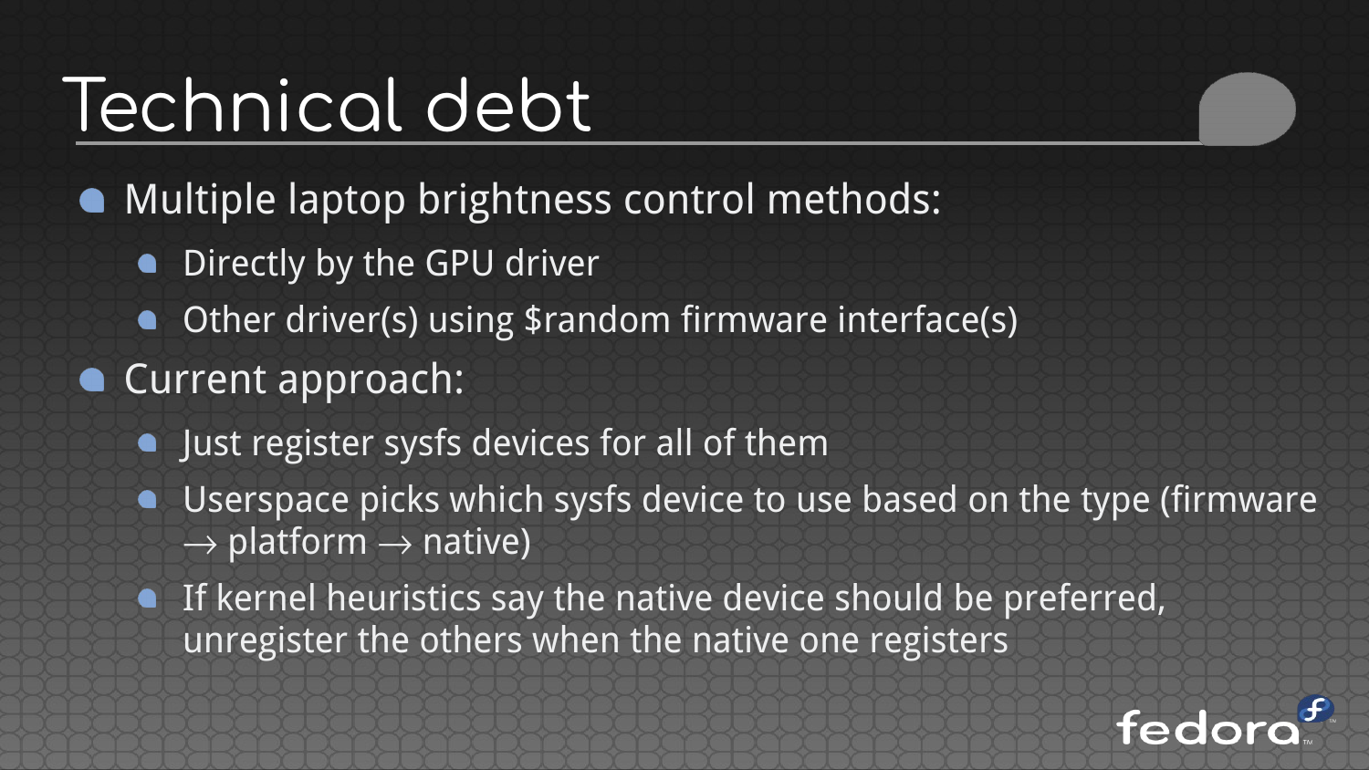# Technical debt

- Multiple laptop brightness control methods:
  - Directly by the GPU driver
  - Other driver(s) using $random firmware interface(s)
- Current approach:
  - Just register sysfs devices for all of them
  - Userspace picks which sysfs device to use based on the type (firmware → platform → native)
  - If kernel heuristics say the native device should be preferred, unregister the others when the native one registers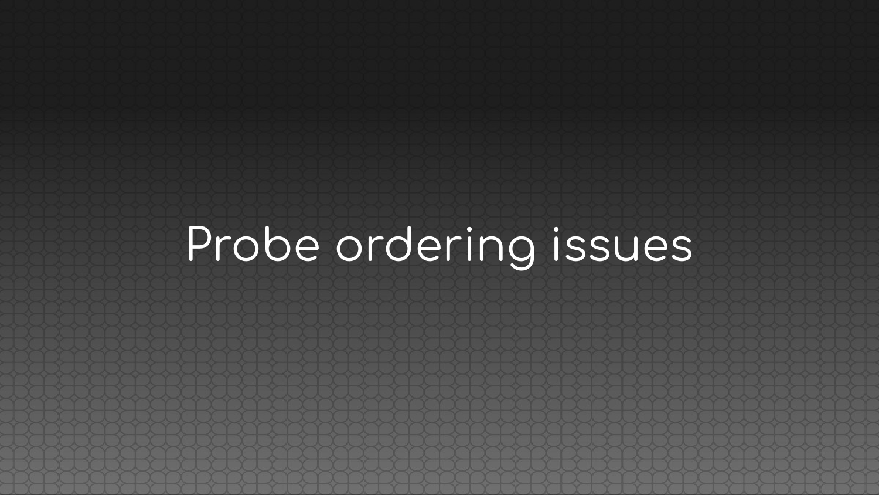# Probe ordering issues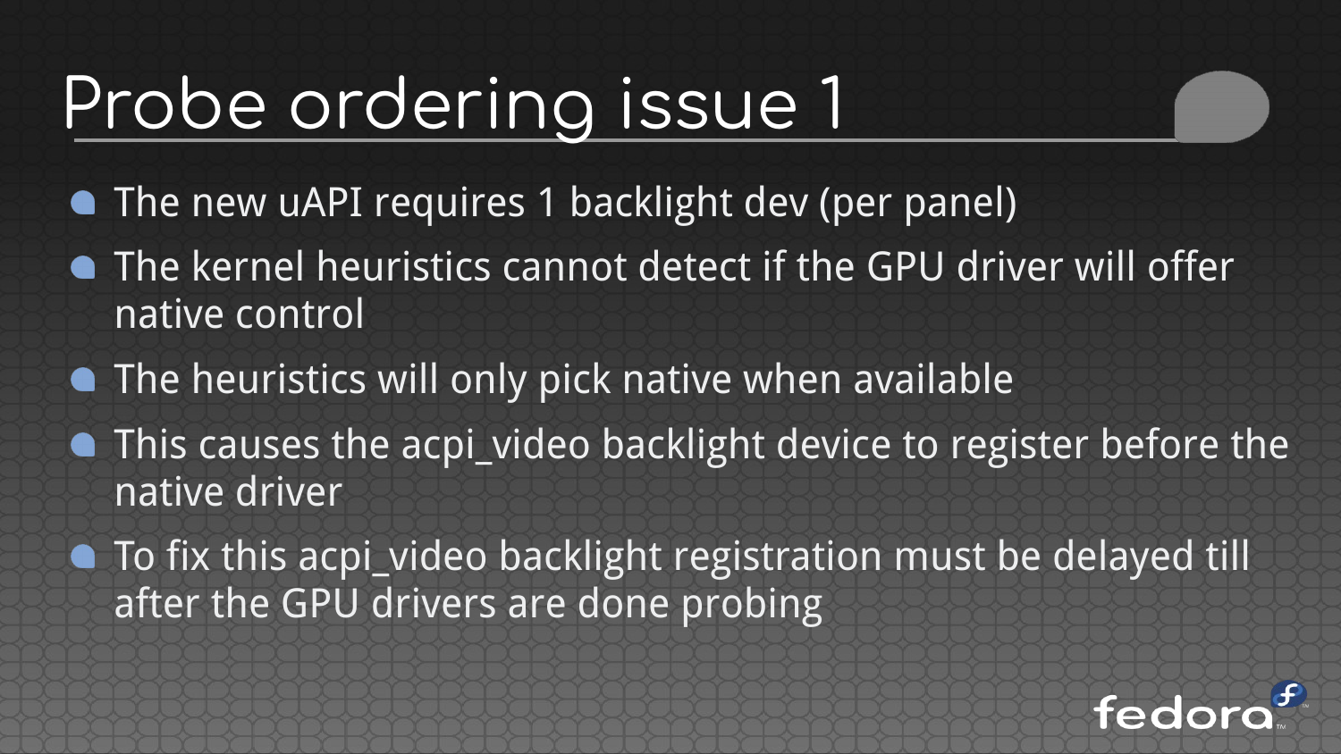# Probe ordering issue 1

- The new uAPI requires 1 backlight dev (per panel)
- The kernel heuristics cannot detect if the GPU driver will offer native control
- The heuristics will only pick native when available
- This causes the acpi_video backlight device to register before the native driver
- To fix this acpi_video backlight registration must be delayed till after the GPU drivers are done probing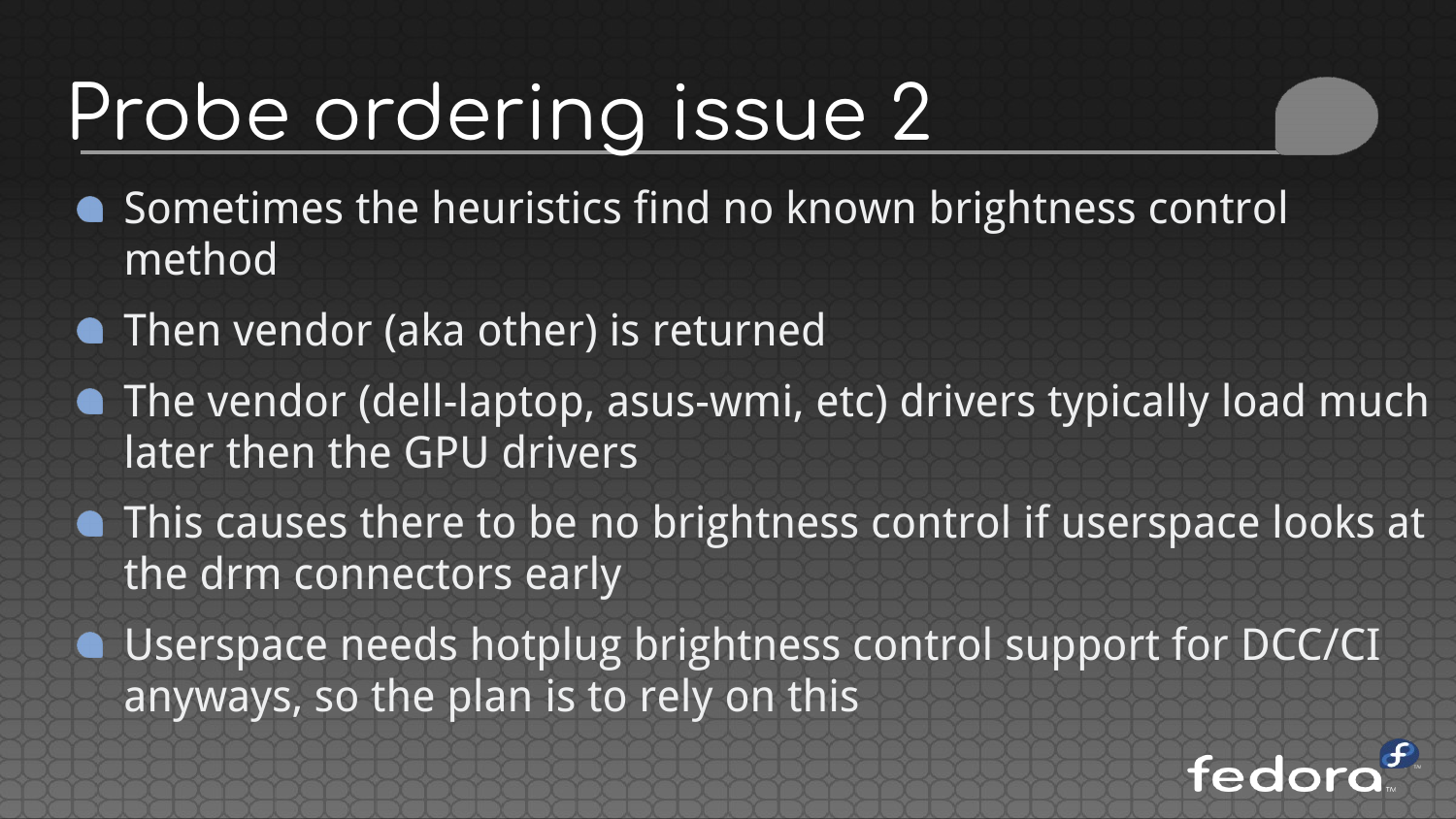# Probe ordering issue 2

- Sometimes the heuristics find no known brightness control method
- Then vendor (aka other) is returned
- The vendor (dell-laptop, asus-wmi, etc) drivers typically load much later then the GPU drivers
- This causes there to be no brightness control if userspace looks at the drm connectors early
- Userspace needs hotplug brightness control support for DCC/CI anyways, so the plan is to rely on this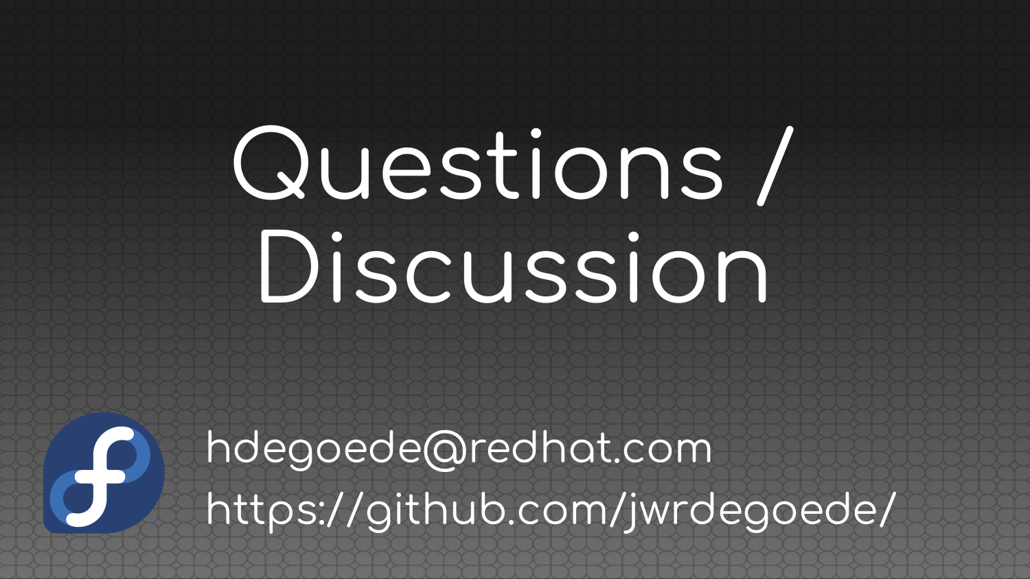# Questions / Discussion

hdegoede@redhat.com

https://github.com/jwrdegoede/